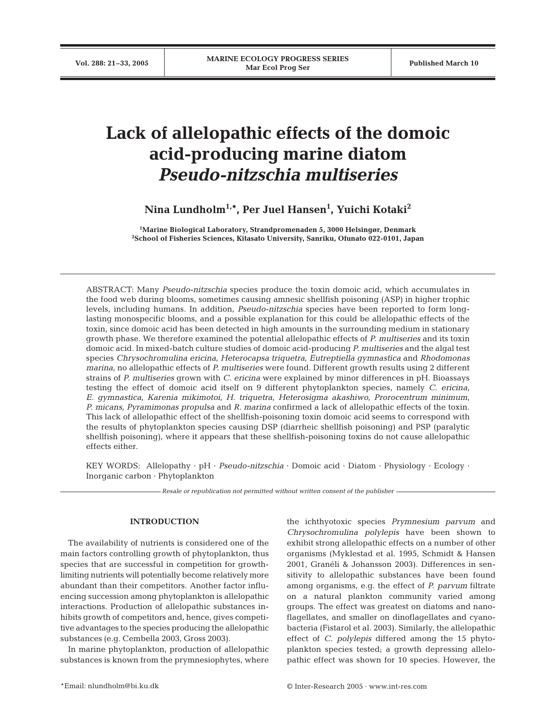# Lack of allelopathic effects of the domoic acid-producing marine diatom *Pseudo-nitzschia multiseries*

**Nina Lundholm[1,*], Per Juel Hansen[1], Yuichi Kotaki[2]**

[1]Marine Biological Laboratory, Strandpromenaden 5, 3000 Helsingør, Denmark
[2]School of Fisheries Sciences, Kitasato University, Sanriku, Ofunato 022-0101, Japan

ABSTRACT: Many *Pseudo-nitzschia* species produce the toxin domoic acid, which accumulates in the food web during blooms, sometimes causing amnesic shellfish poisoning (ASP) in higher trophic levels, including humans. In addition, *Pseudo-nitzschia* species have been reported to form long-lasting monospecific blooms, and a possible explanation for this could be allelopathic effects of the toxin, since domoic acid has been detected in high amounts in the surrounding medium in stationary growth phase. We therefore examined the potential allelopathic effects of *P. multiseries* and its toxin domoic acid. In mixed-batch culture studies of domoic acid-producing *P. multiseries* and the algal test species *Chrysochromulina ericina*, *Heterocapsa triquetra*, *Eutreptiella gymnastica* and *Rhodomonas marina*, no allelopathic effects of *P. multiseries* were found. Different growth results using 2 different strains of *P. multiseries* grown with *C. ericina* were explained by minor differences in pH. Bioassays testing the effect of domoic acid itself on 9 different phytoplankton species, namely *C. ericina*, *E. gymnastica*, *Karenia mikimotoi*, *H. triquetra*, *Heterosigma akashiwo*, *Prorocentrum minimum*, *P. micans*, *Pyramimonas propulsa* and *R. marina* confirmed a lack of allelopathic effects of the toxin. This lack of allelopathic effect of the shellfish-poisoning toxin domoic acid seems to correspond with the results of phytoplankton species causing DSP (diarrheic shellfish poisoning) and PSP (paralytic shellfish poisoning), where it appears that these shellfish-poisoning toxins do not cause allelopathic effects either.

KEY WORDS: Allelopathy · pH · *Pseudo-nitzschia* · Domoic acid · Diatom · Physiology · Ecology · Inorganic carbon · Phytoplankton

*Resale or republication not permitted without written consent of the publisher*

## INTRODUCTION

The availability of nutrients is considered one of the main factors controlling growth of phytoplankton, thus species that are successful in competition for growth-limiting nutrients will potentially become relatively more abundant than their competitors. Another factor influencing succession among phytoplankton is allelopathic interactions. Production of allelopathic substances inhibits growth of competitors and, hence, gives competitive advantages to the species producing the allelopathic substances (e.g. Cembella 2003, Gross 2003).

In marine phytoplankton, production of allelopathic substances is known from the prymnesiophytes, where the ichthyotoxic species *Prymnesium parvum* and *Chrysochromulina polylepis* have been shown to exhibit strong allelopathic effects on a number of other organisms (Myklestad et al. 1995, Schmidt & Hansen 2001, Granéli & Johansson 2003). Differences in sensitivity to allelopathic substances have been found among organisms, e.g. the effect of *P. parvum* filtrate on a natural plankton community varied among groups. The effect was greatest on diatoms and nanoflagellates, and smaller on dinoflagellates and cyanobacteria (Fistarol et al. 2003). Similarly, the allelopathic effect of *C. polylepis* differed among the 15 phytoplankton species tested; a growth depressing allelopathic effect was shown for 10 species. However, the

*Email: nlundholm@bi.ku.dk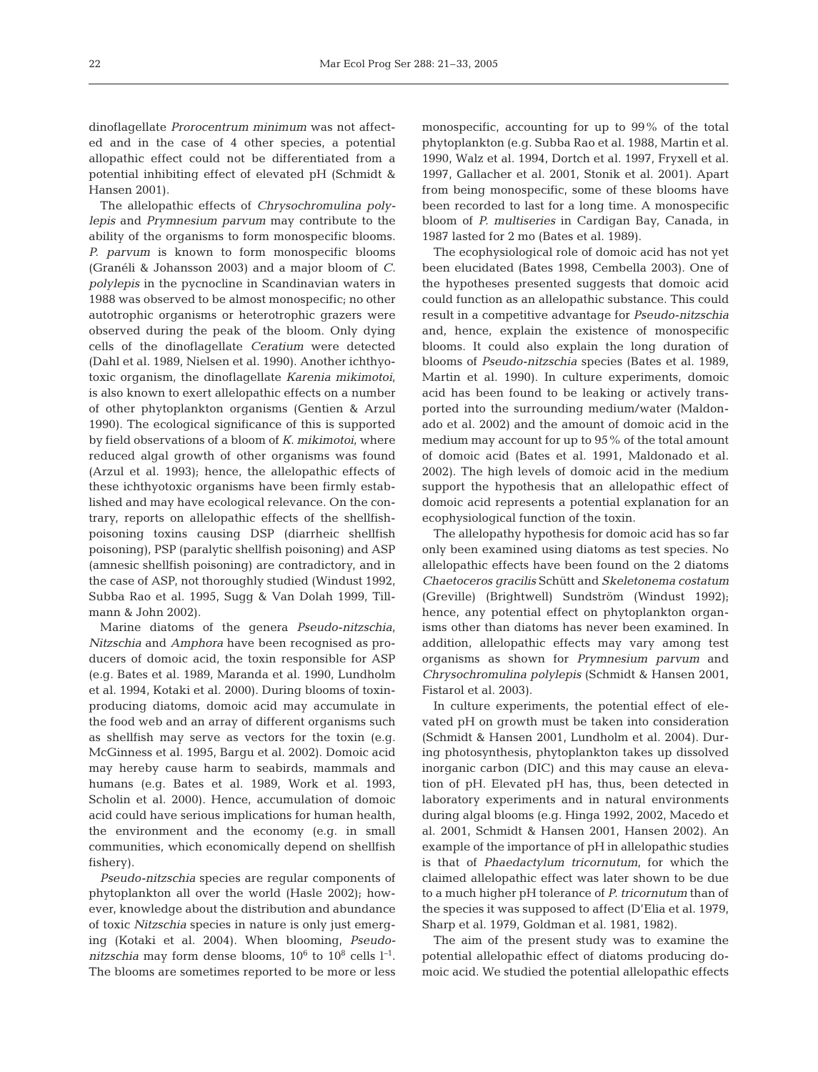dinoflagellate *Prorocentrum minimum* was not affected and in the case of 4 other species, a potential allopathic effect could not be differentiated from a potential inhibiting effect of elevated pH (Schmidt & Hansen 2001).

The allelopathic effects of *Chrysochromulina polylepis* and *Prymnesium parvum* may contribute to the ability of the organisms to form monospecific blooms. *P. parvum* is known to form monospecific blooms (Granéli & Johansson 2003) and a major bloom of *C. polylepis* in the pycnocline in Scandinavian waters in 1988 was observed to be almost monospecific; no other autotrophic organisms or heterotrophic grazers were observed during the peak of the bloom. Only dying cells of the dinoflagellate *Ceratium* were detected (Dahl et al. 1989, Nielsen et al. 1990). Another ichthyotoxic organism, the dinoflagellate *Karenia mikimotoi*, is also known to exert allelopathic effects on a number of other phytoplankton organisms (Gentien & Arzul 1990). The ecological significance of this is supported by field observations of a bloom of *K. mikimotoi*, where reduced algal growth of other organisms was found (Arzul et al. 1993); hence, the allelopathic effects of these ichthyotoxic organisms have been firmly established and may have ecological relevance. On the contrary, reports on allelopathic effects of the shellfish-poisoning toxins causing DSP (diarrheic shellfish poisoning), PSP (paralytic shellfish poisoning) and ASP (amnesic shellfish poisoning) are contradictory, and in the case of ASP, not thoroughly studied (Windust 1992, Subba Rao et al. 1995, Sugg & Van Dolah 1999, Tillmann & John 2002).

Marine diatoms of the genera *Pseudo-nitzschia*, *Nitzschia* and *Amphora* have been recognised as producers of domoic acid, the toxin responsible for ASP (e.g. Bates et al. 1989, Maranda et al. 1990, Lundholm et al. 1994, Kotaki et al. 2000). During blooms of toxin-producing diatoms, domoic acid may accumulate in the food web and an array of different organisms such as shellfish may serve as vectors for the toxin (e.g. McGinness et al. 1995, Bargu et al. 2002). Domoic acid may hereby cause harm to seabirds, mammals and humans (e.g. Bates et al. 1989, Work et al. 1993, Scholin et al. 2000). Hence, accumulation of domoic acid could have serious implications for human health, the environment and the economy (e.g. in small communities, which economically depend on shellfish fishery).

*Pseudo-nitzschia* species are regular components of phytoplankton all over the world (Hasle 2002); however, knowledge about the distribution and abundance of toxic *Nitzschia* species in nature is only just emerging (Kotaki et al. 2004). When blooming, *Pseudo-nitzschia* may form dense blooms, $10^6$ to $10^8$ cells $l^{-1}$. The blooms are sometimes reported to be more or less monospecific, accounting for up to 99% of the total phytoplankton (e.g. Subba Rao et al. 1988, Martin et al. 1990, Walz et al. 1994, Dortch et al. 1997, Fryxell et al. 1997, Gallacher et al. 2001, Stonik et al. 2001). Apart from being monospecific, some of these blooms have been recorded to last for a long time. A monospecific bloom of *P. multiseries* in Cardigan Bay, Canada, in 1987 lasted for 2 mo (Bates et al. 1989).

The ecophysiological role of domoic acid has not yet been elucidated (Bates 1998, Cembella 2003). One of the hypotheses presented suggests that domoic acid could function as an allelopathic substance. This could result in a competitive advantage for *Pseudo-nitzschia* and, hence, explain the existence of monospecific blooms. It could also explain the long duration of blooms of *Pseudo-nitzschia* species (Bates et al. 1989, Martin et al. 1990). In culture experiments, domoic acid has been found to be leaking or actively transported into the surrounding medium/water (Maldonado et al. 2002) and the amount of domoic acid in the medium may account for up to 95% of the total amount of domoic acid (Bates et al. 1991, Maldonado et al. 2002). The high levels of domoic acid in the medium support the hypothesis that an allelopathic effect of domoic acid represents a potential explanation for an ecophysiological function of the toxin.

The allelopathy hypothesis for domoic acid has so far only been examined using diatoms as test species. No allelopathic effects have been found on the 2 diatoms *Chaetoceros gracilis* Schütt and *Skeletonema costatum* (Greville) (Brightwell) Sundström (Windust 1992); hence, any potential effect on phytoplankton organisms other than diatoms has never been examined. In addition, allelopathic effects may vary among test organisms as shown for *Prymnesium parvum* and *Chrysochromulina polylepis* (Schmidt & Hansen 2001, Fistarol et al. 2003).

In culture experiments, the potential effect of elevated pH on growth must be taken into consideration (Schmidt & Hansen 2001, Lundholm et al. 2004). During photosynthesis, phytoplankton takes up dissolved inorganic carbon (DIC) and this may cause an elevation of pH. Elevated pH has, thus, been detected in laboratory experiments and in natural environments during algal blooms (e.g. Hinga 1992, 2002, Macedo et al. 2001, Schmidt & Hansen 2001, Hansen 2002). An example of the importance of pH in allelopathic studies is that of *Phaedactylum tricornutum*, for which the claimed allelopathic effect was later shown to be due to a much higher pH tolerance of *P. tricornutum* than of the species it was supposed to affect (D'Elia et al. 1979, Sharp et al. 1979, Goldman et al. 1981, 1982).

The aim of the present study was to examine the potential allelopathic effect of diatoms producing domoic acid. We studied the potential allelopathic effects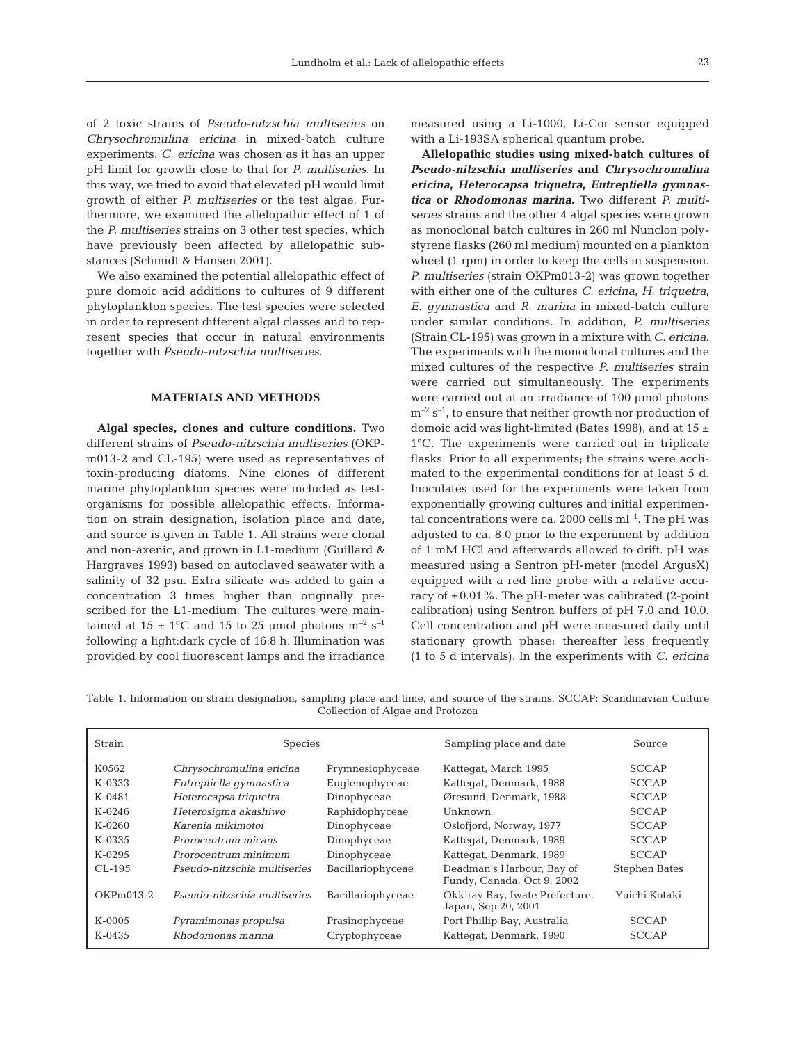of 2 toxic strains of *Pseudo-nitzschia multiseries* on *Chrysochromulina ericina* in mixed-batch culture experiments. *C. ericina* was chosen as it has an upper pH limit for growth close to that for *P. multiseries*. In this way, we tried to avoid that elevated pH would limit growth of either *P. multiseries* or the test algae. Furthermore, we examined the allelopathic effect of 1 of the *P. multiseries* strains on 3 other test species, which have previously been affected by allelopathic substances (Schmidt & Hansen 2001).

We also examined the potential allelopathic effect of pure domoic acid additions to cultures of 9 different phytoplankton species. The test species were selected in order to represent different algal classes and to represent species that occur in natural environments together with *Pseudo-nitzschia multiseries*.

## MATERIALS AND METHODS

**Algal species, clones and culture conditions.** Two different strains of *Pseudo-nitzschia multiseries* (OKPm013-2 and CL-195) were used as representatives of toxin-producing diatoms. Nine clones of different marine phytoplankton species were included as test-organisms for possible allelopathic effects. Information on strain designation, isolation place and date, and source is given in Table 1. All strains were clonal and non-axenic, and grown in L1-medium (Guillard & Hargraves 1993) based on autoclaved seawater with a salinity of 32 psu. Extra silicate was added to gain a concentration 3 times higher than originally prescribed for the L1-medium. The cultures were maintained at 15 ± 1°C and 15 to 25 µmol photons $m^{-2}$ $s^{-1}$ following a light:dark cycle of 16:8 h. Illumination was provided by cool fluorescent lamps and the irradiance measured using a Li-1000, Li-Cor sensor equipped with a Li-193SA spherical quantum probe.

**Allelopathic studies using mixed-batch cultures of *Pseudo-nitzschia multiseries* and *Chrysochromulina ericina*, *Heterocapsa triquetra*, *Eutreptiella gymnastica* or *Rhodomonas marina*.** Two different *P. multiseries* strains and the other 4 algal species were grown as monoclonal batch cultures in 260 ml Nunclon polystyrene flasks (260 ml medium) mounted on a plankton wheel (1 rpm) in order to keep the cells in suspension. *P. multiseries* (strain OKPm013-2) was grown together with either one of the cultures *C. ericina*, *H. triquetra*, *E. gymnastica* and *R. marina* in mixed-batch culture under similar conditions. In addition, *P. multiseries* (Strain CL-195) was grown in a mixture with *C. ericina*. The experiments with the monoclonal cultures and the mixed cultures of the respective *P. multiseries* strain were carried out simultaneously. The experiments were carried out at an irradiance of 100 µmol photons $m^{-2}$ $s^{-1}$, to ensure that neither growth nor production of domoic acid was light-limited (Bates 1998), and at 15 ± 1°C. The experiments were carried out in triplicate flasks. Prior to all experiments; the strains were acclimated to the experimental conditions for at least 5 d. Inoculates used for the experiments were taken from exponentially growing cultures and initial experimental concentrations were ca. 2000 cells $ml^{-1}$. The pH was adjusted to ca. 8.0 prior to the experiment by addition of 1 mM HCl and afterwards allowed to drift. pH was measured using a Sentron pH-meter (model ArgusX) equipped with a red line probe with a relative accuracy of ±0.01%. The pH-meter was calibrated (2-point calibration) using Sentron buffers of pH 7.0 and 10.0. Cell concentration and pH were measured daily until stationary growth phase; thereafter less frequently (1 to 5 d intervals). In the experiments with *C. ericina*

Table 1. Information on strain designation, sampling place and time, and source of the strains. SCCAP: Scandinavian Culture Collection of Algae and Protozoa

| Strain | Species | | Sampling place and date | Source |
|---|---|---|---|---|
| K0562 | *Chrysochromulina ericina* | Prymnesiophyceae | Kattegat, March 1995 | SCCAP |
| K-0333 | *Eutreptiella gymnastica* | Euglenophyceae | Kattegat, Denmark, 1988 | SCCAP |
| K-0481 | *Heterocapsa triquetra* | Dinophyceae | Øresund, Denmark, 1988 | SCCAP |
| K-0246 | *Heterosigma akashiwo* | Raphidophyceae | Unknown | SCCAP |
| K-0260 | *Karenia mikimotoi* | Dinophyceae | Oslofjord, Norway, 1977 | SCCAP |
| K-0335 | *Prorocentrum micans* | Dinophyceae | Kattegat, Denmark, 1989 | SCCAP |
| K-0295 | *Prorocentrum minimum* | Dinophyceae | Kattegat, Denmark, 1989 | SCCAP |
| CL-195 | *Pseudo-nitzschia multiseries* | Bacillariophyceae | Deadman's Harbour, Bay of Fundy, Canada, Oct 9, 2002 | Stephen Bates |
| OKPm013-2 | *Pseudo-nitzschia multiseries* | Bacillariophyceae | Okkiray Bay, Iwate Prefecture, Japan, Sep 20, 2001 | Yuichi Kotaki |
| K-0005 | *Pyramimonas propulsa* | Prasinophyceae | Port Phillip Bay, Australia | SCCAP |
| K-0435 | *Rhodomonas marina* | Cryptophyceae | Kattegat, Denmark, 1990 | SCCAP |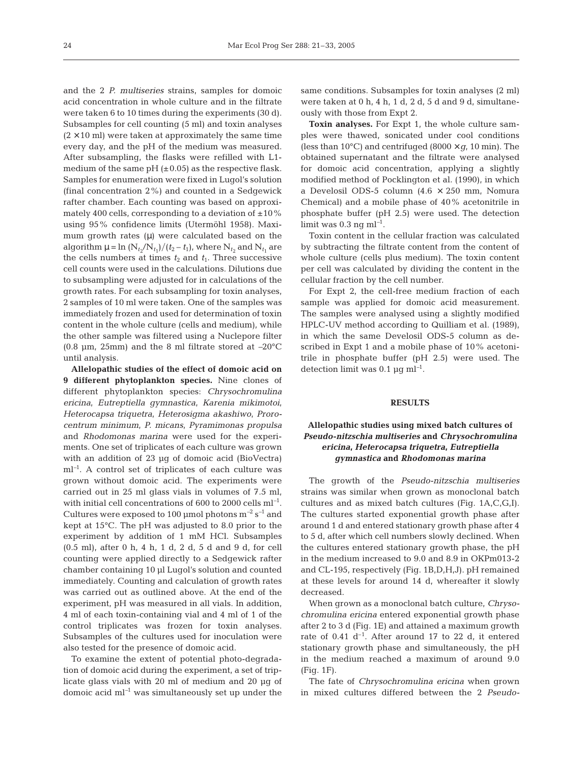and the 2 *P. multiseries* strains, samples for domoic acid concentration in whole culture and in the filtrate were taken 6 to 10 times during the experiments (30 d). Subsamples for cell counting (5 ml) and toxin analyses (2 × 10 ml) were taken at approximately the same time every day, and the pH of the medium was measured. After subsampling, the flasks were refilled with L1-medium of the same pH (±0.05) as the respective flask. Samples for enumeration were fixed in Lugol's solution (final concentration 2%) and counted in a Sedgewick rafter chamber. Each counting was based on approximately 400 cells, corresponding to a deviation of ±10% using 95% confidence limits (Utermöhl 1958). Maximum growth rates (μ) were calculated based on the algorithm $\mu = \ln (N_{t_2}/N_{t_1})/(t_2 - t_1)$, where $N_{t_2}$ and $N_{t_1}$ are the cells numbers at times $t_2$ and $t_1$. Three successive cell counts were used in the calculations. Dilutions due to subsampling were adjusted for in calculations of the growth rates. For each subsampling for toxin analyses, 2 samples of 10 ml were taken. One of the samples was immediately frozen and used for determination of toxin content in the whole culture (cells and medium), while the other sample was filtered using a Nuclepore filter (0.8 µm, 25mm) and the 8 ml filtrate stored at –20°C until analysis.

**Allelopathic studies of the effect of domoic acid on 9 different phytoplankton species.** Nine clones of different phytoplankton species: *Chrysochromulina ericina*, *Eutreptiella gymnastica*, *Karenia mikimotoi*, *Heterocapsa triquetra*, *Heterosigma akashiwo*, *Prorocentrum minimum*, *P. micans*, *Pyramimonas propulsa* and *Rhodomonas marina* were used for the experiments. One set of triplicates of each culture was grown with an addition of 23 µg of domoic acid (BioVectra) $ml^{-1}$. A control set of triplicates of each culture was grown without domoic acid. The experiments were carried out in 25 ml glass vials in volumes of 7.5 ml, with initial cell concentrations of 600 to 2000 cells $ml^{-1}$. Cultures were exposed to 100 µmol photons $m^{-2}$ $s^{-1}$ and kept at 15°C. The pH was adjusted to 8.0 prior to the experiment by addition of 1 mM HCl. Subsamples (0.5 ml), after 0 h, 4 h, 1 d, 2 d, 5 d and 9 d, for cell counting were applied directly to a Sedgwick rafter chamber containing 10 µl Lugol's solution and counted immediately. Counting and calculation of growth rates was carried out as outlined above. At the end of the experiment, pH was measured in all vials. In addition, 4 ml of each toxin-containing vial and 4 ml of 1 of the control triplicates was frozen for toxin analyses. Subsamples of the cultures used for inoculation were also tested for the presence of domoic acid.

To examine the extent of potential photo-degradation of domoic acid during the experiment, a set of triplicate glass vials with 20 ml of medium and 20 µg of domoic acid $ml^{-1}$ was simultaneously set up under the same conditions. Subsamples for toxin analyses (2 ml) were taken at 0 h, 4 h, 1 d, 2 d, 5 d and 9 d, simultaneously with those from Expt 2.

**Toxin analyses.** For Expt 1, the whole culture samples were thawed, sonicated under cool conditions (less than 10°C) and centrifuged (8000 × *g*, 10 min). The obtained supernatant and the filtrate were analysed for domoic acid concentration, applying a slightly modified method of Pocklington et al. (1990), in which a Develosil ODS-5 column (4.6 × 250 mm, Nomura Chemical) and a mobile phase of 40% acetonitrile in phosphate buffer (pH 2.5) were used. The detection limit was 0.3 ng $ml^{-1}$.

Toxin content in the cellular fraction was calculated by subtracting the filtrate content from the content of whole culture (cells plus medium). The toxin content per cell was calculated by dividing the content in the cellular fraction by the cell number.

For Expt 2, the cell-free medium fraction of each sample was applied for domoic acid measurement. The samples were analysed using a slightly modified HPLC-UV method according to Quilliam et al. (1989), in which the same Develosil ODS-5 column as described in Expt 1 and a mobile phase of 10% acetonitrile in phosphate buffer (pH 2.5) were used. The detection limit was 0.1 µg $ml^{-1}$.

## RESULTS

### Allelopathic studies using mixed batch cultures of *Pseudo-nitzschia multiseries* and *Chrysochromulina ericina*, *Heterocapsa triquetra*, *Eutreptiella gymnastica* and *Rhodomonas marina*

The growth of the *Pseudo-nitzschia multiseries* strains was similar when grown as monoclonal batch cultures and as mixed batch cultures (Fig. 1A,C,G,I). The cultures started exponential growth phase after around 1 d and entered stationary growth phase after 4 to 5 d, after which cell numbers slowly declined. When the cultures entered stationary growth phase, the pH in the medium increased to 9.0 and 8.9 in OKPm013-2 and CL-195, respectively (Fig. 1B,D,H,J). pH remained at these levels for around 14 d, whereafter it slowly decreased.

When grown as a monoclonal batch culture, *Chrysochromulina ericina* entered exponential growth phase after 2 to 3 d (Fig. 1E) and attained a maximum growth rate of 0.41 $d^{-1}$. After around 17 to 22 d, it entered stationary growth phase and simultaneously, the pH in the medium reached a maximum of around 9.0 (Fig. 1F).

The fate of *Chrysochromulina ericina* when grown in mixed cultures differed between the 2 *Pseudo-*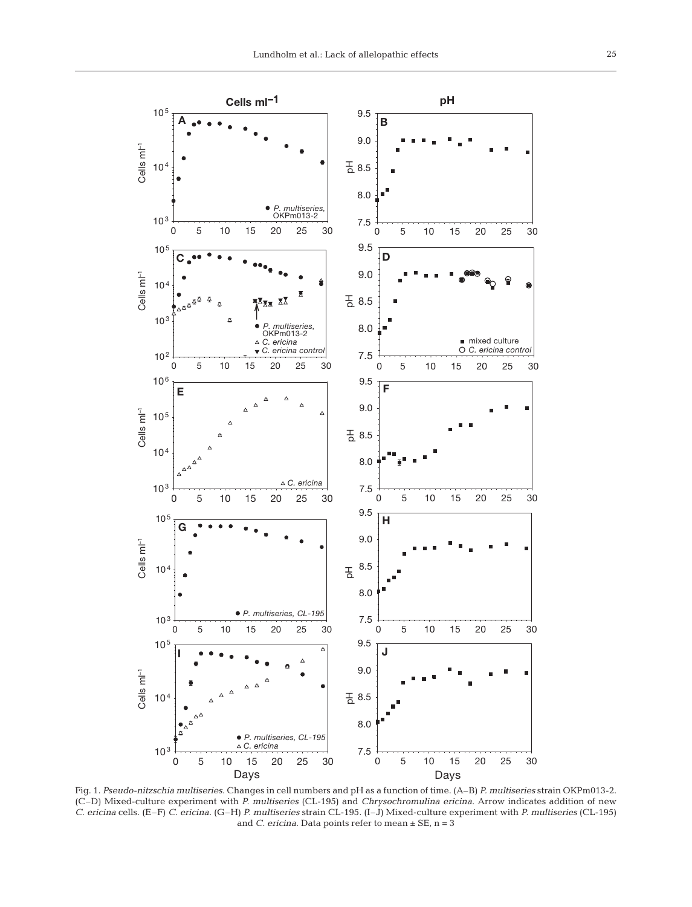Fig. 1. *Pseudo-nitzschia multiseries*. Changes in cell numbers and pH as a function of time. (A–B) *P. multiseries* strain OKPm013-2. (C–D) Mixed-culture experiment with *P. multiseries* (CL-195) and *Chrysochromulina ericina*. Arrow indicates addition of new *C. ericina* cells. (E–F) *C. ericina*. (G–H) *P. multiseries* strain CL-195. (I–J) Mixed-culture experiment with *P. multiseries* (CL-195) and *C. ericina*. Data points refer to mean ± SE, n = 3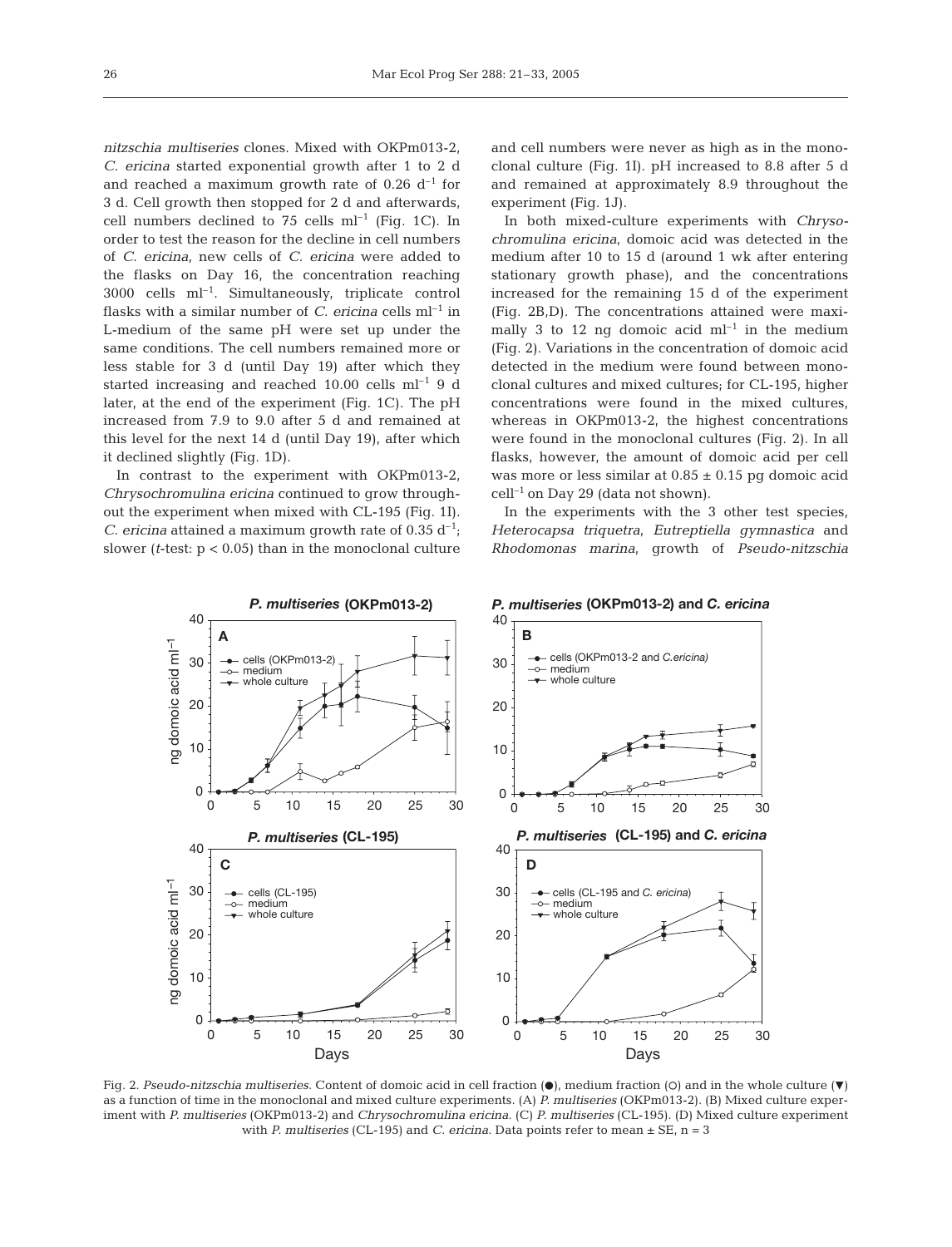*nitzschia multiseries* clones. Mixed with OKPm013-2, *C. ericina* started exponential growth after 1 to 2 d and reached a maximum growth rate of 0.26 $d^{-1}$ for 3 d. Cell growth then stopped for 2 d and afterwards, cell numbers declined to 75 cells $ml^{-1}$ (Fig. 1C). In order to test the reason for the decline in cell numbers of *C. ericina*, new cells of *C. ericina* were added to the flasks on Day 16, the concentration reaching 3000 cells $ml^{-1}$. Simultaneously, triplicate control flasks with a similar number of *C. ericina* cells $ml^{-1}$ in L-medium of the same pH were set up under the same conditions. The cell numbers remained more or less stable for 3 d (until Day 19) after which they started increasing and reached 10.00 cells $ml^{-1}$ 9 d later, at the end of the experiment (Fig. 1C). The pH increased from 7.9 to 9.0 after 5 d and remained at this level for the next 14 d (until Day 19), after which it declined slightly (Fig. 1D).

In contrast to the experiment with OKPm013-2, *Chrysochromulina ericina* continued to grow throughout the experiment when mixed with CL-195 (Fig. 1I). *C. ericina* attained a maximum growth rate of 0.35 $d^{-1}$; slower (*t*-test: $p < 0.05$) than in the monoclonal culture and cell numbers were never as high as in the monoclonal culture (Fig. 1I). pH increased to 8.8 after 5 d and remained at approximately 8.9 throughout the experiment (Fig. 1J).

In both mixed-culture experiments with *Chrysochromulina ericina*, domoic acid was detected in the medium after 10 to 15 d (around 1 wk after entering stationary growth phase), and the concentrations increased for the remaining 15 d of the experiment (Fig. 2B,D). The concentrations attained were maximally 3 to 12 ng domoic acid $ml^{-1}$ in the medium (Fig. 2). Variations in the concentration of domoic acid detected in the medium were found between monoclonal cultures and mixed cultures; for CL-195, higher concentrations were found in the mixed cultures, whereas in OKPm013-2, the highest concentrations were found in the monoclonal cultures (Fig. 2). In all flasks, however, the amount of domoic acid per cell was more or less similar at $0.85 \pm 0.15$ pg domoic acid $cell^{-1}$ on Day 29 (data not shown).

In the experiments with the 3 other test species, *Heterocapsa triquetra*, *Eutreptiella gymnastica* and *Rhodomonas marina*, growth of *Pseudo-nitzschia*

Fig. 2. *Pseudo-nitzschia multiseries.* Content of domoic acid in cell fraction (●), medium fraction (○) and in the whole culture (▼) as a function of time in the monoclonal and mixed culture experiments. (A) *P. multiseries* (OKPm013-2). (B) Mixed culture experiment with *P. multiseries* (OKPm013-2) and *Chrysochromulina ericina.* (C) *P. multiseries* (CL-195). (D) Mixed culture experiment with *P. multiseries* (CL-195) and *C. ericina.* Data points refer to mean ± SE, n = 3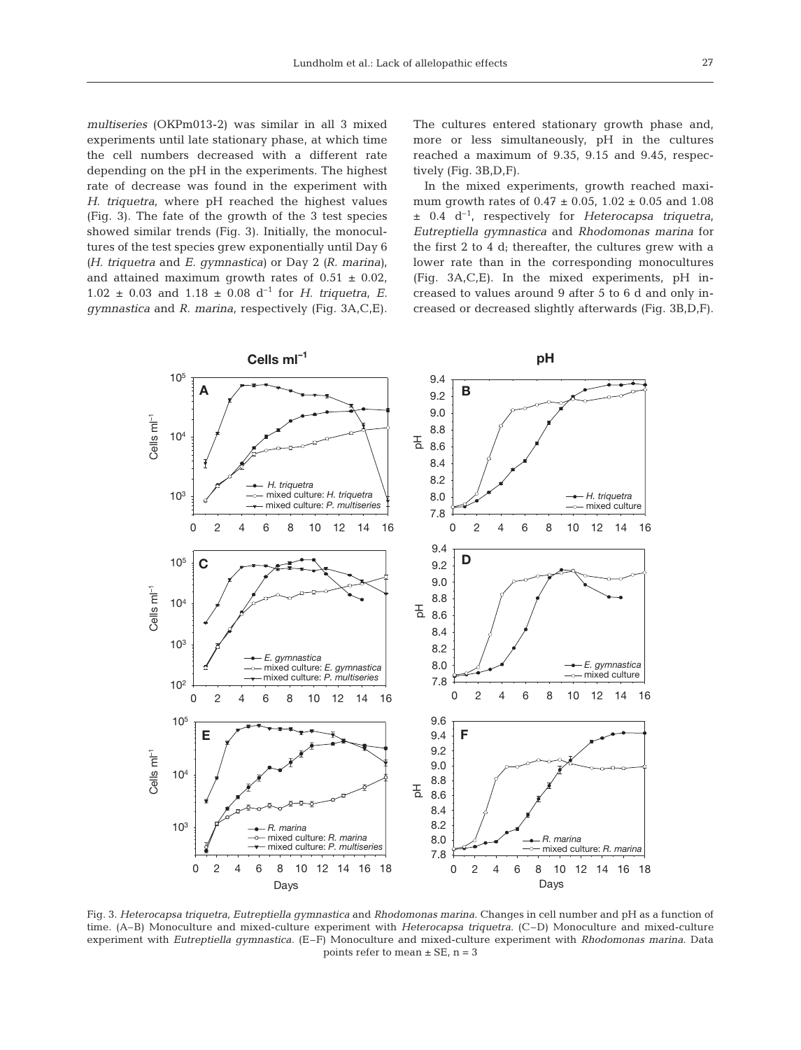*multiseries* (OKPm013-2) was similar in all 3 mixed experiments until late stationary phase, at which time the cell numbers decreased with a different rate depending on the pH in the experiments. The highest rate of decrease was found in the experiment with *H. triquetra*, where pH reached the highest values (Fig. 3). The fate of the growth of the 3 test species showed similar trends (Fig. 3). Initially, the monocultures of the test species grew exponentially until Day 6 (*H. triquetra* and *E. gymnastica*) or Day 2 (*R. marina*), and attained maximum growth rates of 0.51 ± 0.02, 1.02 ± 0.03 and 1.18 ± 0.08 $d^{-1}$ for *H. triquetra*, *E. gymnastica* and *R. marina*, respectively (Fig. 3A,C,E). The cultures entered stationary growth phase and, more or less simultaneously, pH in the cultures reached a maximum of 9.35, 9.15 and 9.45, respectively (Fig. 3B,D,F).

In the mixed experiments, growth reached maximum growth rates of 0.47 ± 0.05, 1.02 ± 0.05 and 1.08 ± 0.4 $d^{-1}$, respectively for *Heterocapsa triquetra*, *Eutreptiella gymnastica* and *Rhodomonas marina* for the first 2 to 4 d; thereafter, the cultures grew with a lower rate than in the corresponding monocultures (Fig. 3A,C,E). In the mixed experiments, pH increased to values around 9 after 5 to 6 d and only increased or decreased slightly afterwards (Fig. 3B,D,F).

Fig. 3. *Heterocapsa triquetra*, *Eutreptiella gymnastica* and *Rhodomonas marina*. Changes in cell number and pH as a function of time. (A–B) Monoculture and mixed-culture experiment with *Heterocapsa triquetra*. (C–D) Monoculture and mixed-culture experiment with *Eutreptiella gymnastica*. (E–F) Monoculture and mixed-culture experiment with *Rhodomonas marina*. Data points refer to mean ± SE, n = 3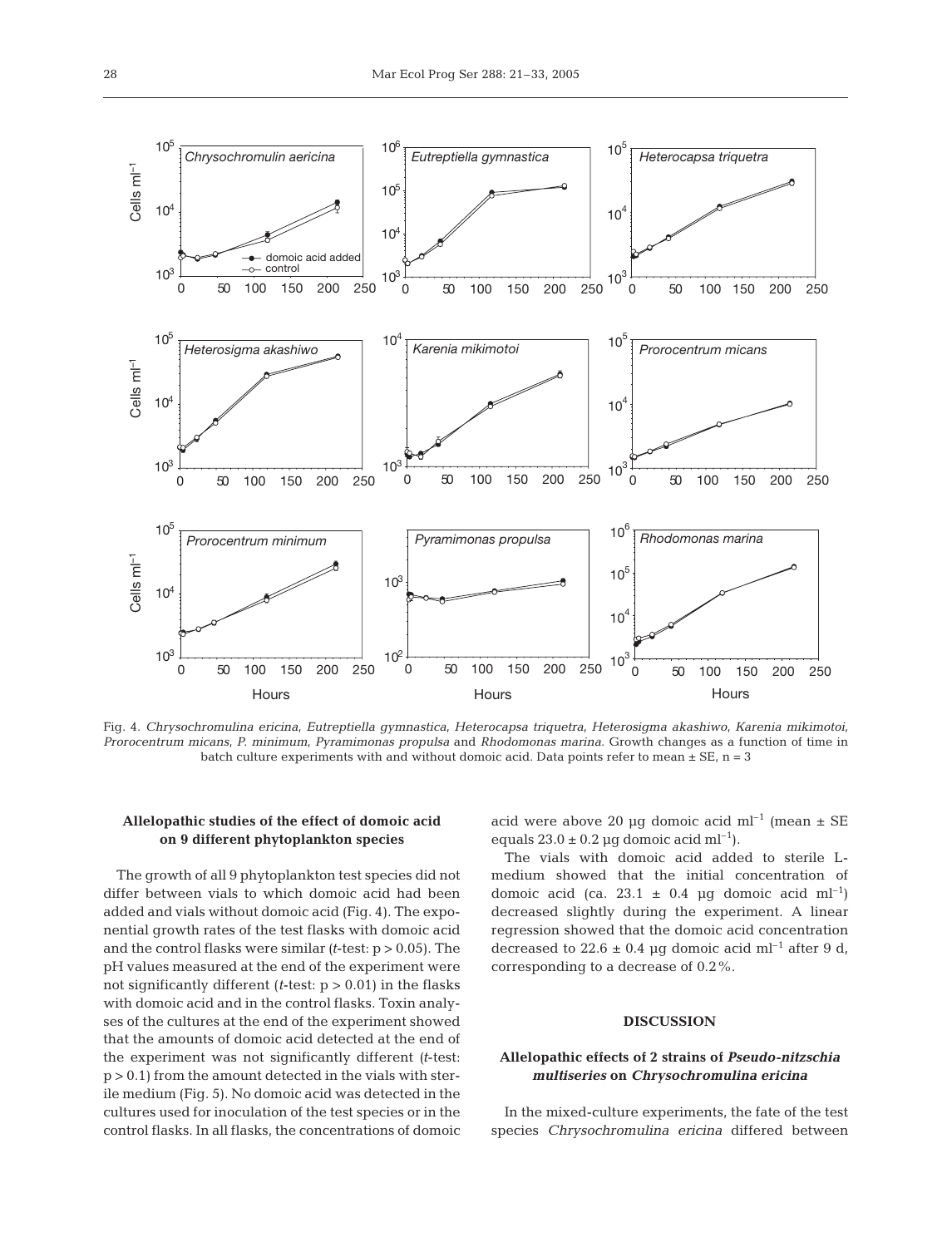Fig. 4. *Chrysochromulina ericina*, *Eutreptiella gymnastica*, *Heterocapsa triquetra*, *Heterosigma akashiwo*, *Karenia mikimotoi*, *Prorocentrum micans*, *P. minimum*, *Pyramimonas propulsa* and *Rhodomonas marina*. Growth changes as a function of time in batch culture experiments with and without domoic acid. Data points refer to mean ± SE, n = 3

### Allelopathic studies of the effect of domoic acid on 9 different phytoplankton species

The growth of all 9 phytoplankton test species did not differ between vials to which domoic acid had been added and vials without domoic acid (Fig. 4). The exponential growth rates of the test flasks with domoic acid and the control flasks were similar (*t*-test: $p > 0.05$). The pH values measured at the end of the experiment were not significantly different (*t*-test: $p > 0.01$) in the flasks with domoic acid and in the control flasks. Toxin analyses of the cultures at the end of the experiment showed that the amounts of domoic acid detected at the end of the experiment was not significantly different (*t*-test: $p > 0.1$) from the amount detected in the vials with sterile medium (Fig. 5). No domoic acid was detected in the cultures used for inoculation of the test species or in the control flasks. In all flasks, the concentrations of domoic acid were above 20 µg domoic acid $ml^{-1}$ (mean ± SE equals 23.0 ± 0.2 µg domoic acid $ml^{-1}$).

The vials with domoic acid added to sterile L-medium showed that the initial concentration of domoic acid (ca. 23.1 ± 0.4 µg domoic acid $ml^{-1}$) decreased slightly during the experiment. A linear regression showed that the domoic acid concentration decreased to 22.6 ± 0.4 µg domoic acid $ml^{-1}$ after 9 d, corresponding to a decrease of 0.2%.

## DISCUSSION

### Allelopathic effects of 2 strains of *Pseudo-nitzschia multiseries* on *Chrysochromulina ericina*

In the mixed-culture experiments, the fate of the test species *Chrysochromulina ericina* differed between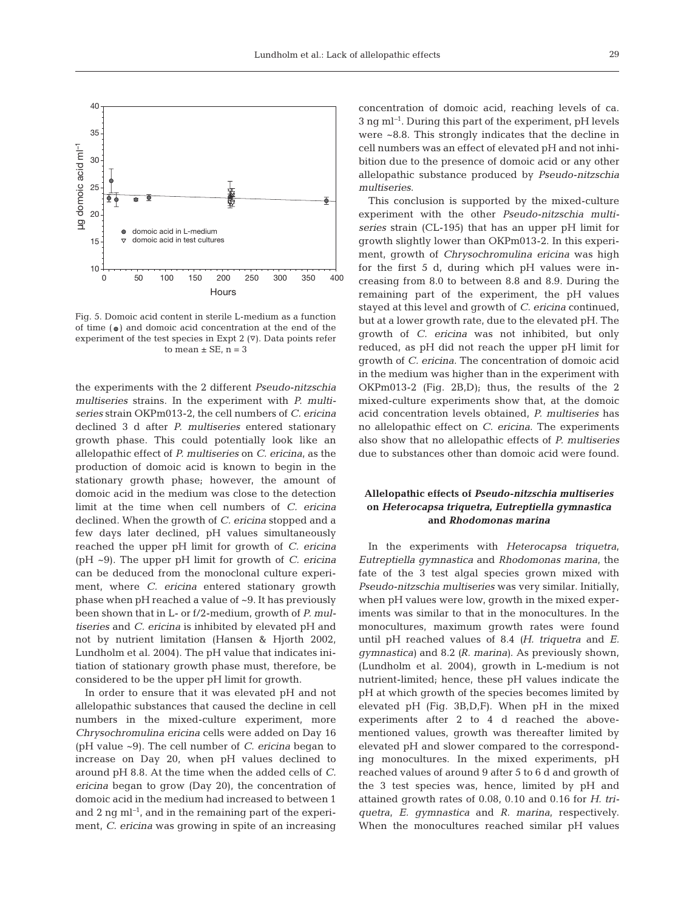Fig. 5. Domoic acid content in sterile L-medium as a function of time (●) and domoic acid concentration at the end of the experiment of the test species in Expt 2 (▽). Data points refer to mean ± SE, n = 3

the experiments with the 2 different *Pseudo-nitzschia multiseries* strains. In the experiment with *P. multiseries* strain OKPm013-2, the cell numbers of *C. ericina* declined 3 d after *P. multiseries* entered stationary growth phase. This could potentially look like an allelopathic effect of *P. multiseries* on *C. ericina*, as the production of domoic acid is known to begin in the stationary growth phase; however, the amount of domoic acid in the medium was close to the detection limit at the time when cell numbers of *C. ericina* declined. When the growth of *C. ericina* stopped and a few days later declined, pH values simultaneously reached the upper pH limit for growth of *C. ericina* (pH ~9). The upper pH limit for growth of *C. ericina* can be deduced from the monoclonal culture experiment, where *C. ericina* entered stationary growth phase when pH reached a value of ~9. It has previously been shown that in L- or f/2-medium, growth of *P. multiseries* and *C. ericina* is inhibited by elevated pH and not by nutrient limitation (Hansen & Hjorth 2002, Lundholm et al. 2004). The pH value that indicates initiation of stationary growth phase must, therefore, be considered to be the upper pH limit for growth.

In order to ensure that it was elevated pH and not allelopathic substances that caused the decline in cell numbers in the mixed-culture experiment, more *Chrysochromulina ericina* cells were added on Day 16 (pH value ~9). The cell number of *C. ericina* began to increase on Day 20, when pH values declined to around pH 8.8. At the time when the added cells of *C. ericina* began to grow (Day 20), the concentration of domoic acid in the medium had increased to between 1 and 2 ng ml$^{-1}$, and in the remaining part of the experiment, *C. ericina* was growing in spite of an increasing concentration of domoic acid, reaching levels of ca. 3 ng ml$^{-1}$. During this part of the experiment, pH levels were ~8.8. This strongly indicates that the decline in cell numbers was an effect of elevated pH and not inhibition due to the presence of domoic acid or any other allelopathic substance produced by *Pseudo-nitzschia multiseries*.

This conclusion is supported by the mixed-culture experiment with the other *Pseudo-nitzschia multiseries* strain (CL-195) that has an upper pH limit for growth slightly lower than OKPm013-2. In this experiment, growth of *Chrysochromulina ericina* was high for the first 5 d, during which pH values were increasing from 8.0 to between 8.8 and 8.9. During the remaining part of the experiment, the pH values stayed at this level and growth of *C. ericina* continued, but at a lower growth rate, due to the elevated pH. The growth of *C. ericina* was not inhibited, but only reduced, as pH did not reach the upper pH limit for growth of *C. ericina*. The concentration of domoic acid in the medium was higher than in the experiment with OKPm013-2 (Fig. 2B,D); thus, the results of the 2 mixed-culture experiments show that, at the domoic acid concentration levels obtained, *P. multiseries* has no allelopathic effect on *C. ericina*. The experiments also show that no allelopathic effects of *P. multiseries* due to substances other than domoic acid were found.

### Allelopathic effects of *Pseudo-nitzschia multiseries* on *Heterocapsa triquetra*, *Eutreptiella gymnastica* and *Rhodomonas marina*

In the experiments with *Heterocapsa triquetra*, *Eutreptiella gymnastica* and *Rhodomonas marina*, the fate of the 3 test algal species grown mixed with *Pseudo-nitzschia multiseries* was very similar. Initially, when pH values were low, growth in the mixed experiments was similar to that in the monocultures. In the monocultures, maximum growth rates were found until pH reached values of 8.4 (*H. triquetra* and *E. gymnastica*) and 8.2 (*R. marina*). As previously shown, (Lundholm et al. 2004), growth in L-medium is not nutrient-limited; hence, these pH values indicate the pH at which growth of the species becomes limited by elevated pH (Fig. 3B,D,F). When pH in the mixed experiments after 2 to 4 d reached the above-mentioned values, growth was thereafter limited by elevated pH and slower compared to the corresponding monocultures. In the mixed experiments, pH reached values of around 9 after 5 to 6 d and growth of the 3 test species was, hence, limited by pH and attained growth rates of 0.08, 0.10 and 0.16 for *H. triquetra*, *E. gymnastica* and *R. marina*, respectively. When the monocultures reached similar pH values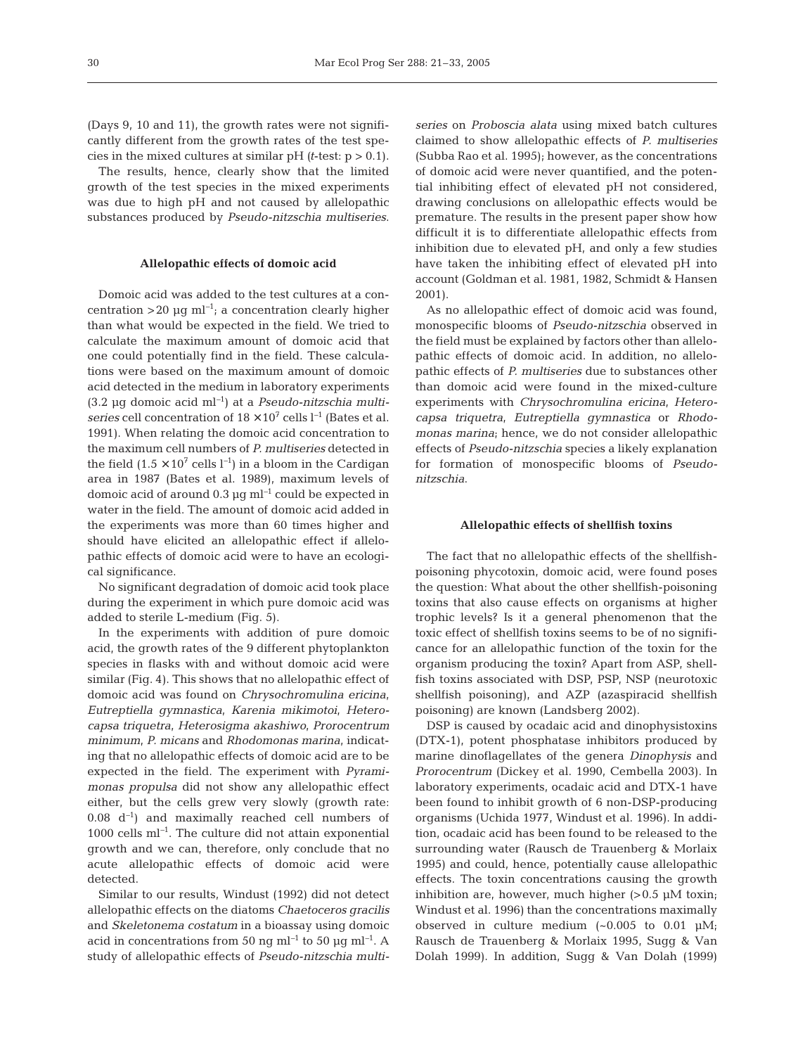(Days 9, 10 and 11), the growth rates were not significantly different from the growth rates of the test species in the mixed cultures at similar pH (*t*-test: $p > 0.1$).

The results, hence, clearly show that the limited growth of the test species in the mixed experiments was due to high pH and not caused by allelopathic substances produced by *Pseudo-nitzschia multiseries*.

### Allelopathic effects of domoic acid

Domoic acid was added to the test cultures at a concentration >20 µg ml$^{-1}$; a concentration clearly higher than what would be expected in the field. We tried to calculate the maximum amount of domoic acid that one could potentially find in the field. These calculations were based on the maximum amount of domoic acid detected in the medium in laboratory experiments (3.2 µg domoic acid ml$^{-1}$) at a *Pseudo-nitzschia multiseries* cell concentration of $18 \times 10^7$ cells l$^{-1}$ (Bates et al. 1991). When relating the domoic acid concentration to the maximum cell numbers of *P. multiseries* detected in the field ($1.5 \times 10^7$ cells l$^{-1}$) in a bloom in the Cardigan area in 1987 (Bates et al. 1989), maximum levels of domoic acid of around 0.3 µg ml$^{-1}$ could be expected in water in the field. The amount of domoic acid added in the experiments was more than 60 times higher and should have elicited an allelopathic effect if allelopathic effects of domoic acid were to have an ecological significance.

No significant degradation of domoic acid took place during the experiment in which pure domoic acid was added to sterile L-medium (Fig. 5).

In the experiments with addition of pure domoic acid, the growth rates of the 9 different phytoplankton species in flasks with and without domoic acid were similar (Fig. 4). This shows that no allelopathic effect of domoic acid was found on *Chrysochromulina ericina*, *Eutreptiella gymnastica*, *Karenia mikimotoi*, *Heterocapsa triquetra*, *Heterosigma akashiwo*, *Prorocentrum minimum*, *P. micans* and *Rhodomonas marina*, indicating that no allelopathic effects of domoic acid are to be expected in the field. The experiment with *Pyramimonas propulsa* did not show any allelopathic effect either, but the cells grew very slowly (growth rate: 0.08 d$^{-1}$) and maximally reached cell numbers of 1000 cells ml$^{-1}$. The culture did not attain exponential growth and we can, therefore, only conclude that no acute allelopathic effects of domoic acid were detected.

Similar to our results, Windust (1992) did not detect allelopathic effects on the diatoms *Chaetoceros gracilis* and *Skeletonema costatum* in a bioassay using domoic acid in concentrations from 50 ng ml$^{-1}$ to 50 µg ml$^{-1}$. A study of allelopathic effects of *Pseudo-nitzschia multiseries* on *Proboscia alata* using mixed batch cultures claimed to show allelopathic effects of *P. multiseries* (Subba Rao et al. 1995); however, as the concentrations of domoic acid were never quantified, and the potential inhibiting effect of elevated pH not considered, drawing conclusions on allelopathic effects would be premature. The results in the present paper show how difficult it is to differentiate allelopathic effects from inhibition due to elevated pH, and only a few studies have taken the inhibiting effect of elevated pH into account (Goldman et al. 1981, 1982, Schmidt & Hansen 2001).

As no allelopathic effect of domoic acid was found, monospecific blooms of *Pseudo-nitzschia* observed in the field must be explained by factors other than allelopathic effects of domoic acid. In addition, no allelopathic effects of *P. multiseries* due to substances other than domoic acid were found in the mixed-culture experiments with *Chrysochromulina ericina*, *Heterocapsa triquetra*, *Eutreptiella gymnastica* or *Rhodomonas marina*; hence, we do not consider allelopathic effects of *Pseudo-nitzschia* species a likely explanation for formation of monospecific blooms of *Pseudo-nitzschia*.

### Allelopathic effects of shellfish toxins

The fact that no allelopathic effects of the shellfish-poisoning phycotoxin, domoic acid, were found poses the question: What about the other shellfish-poisoning toxins that also cause effects on organisms at higher trophic levels? Is it a general phenomenon that the toxic effect of shellfish toxins seems to be of no significance for an allelopathic function of the toxin for the organism producing the toxin? Apart from ASP, shellfish toxins associated with DSP, PSP, NSP (neurotoxic shellfish poisoning), and AZP (azaspiracid shellfish poisoning) are known (Landsberg 2002).

DSP is caused by ocadaic acid and dinophysistoxins (DTX-1), potent phosphatase inhibitors produced by marine dinoflagellates of the genera *Dinophysis* and *Prorocentrum* (Dickey et al. 1990, Cembella 2003). In laboratory experiments, ocadaic acid and DTX-1 have been found to inhibit growth of 6 non-DSP-producing organisms (Uchida 1977, Windust et al. 1996). In addition, ocadaic acid has been found to be released to the surrounding water (Rausch de Trauenberg & Morlaix 1995) and could, hence, potentially cause allelopathic effects. The toxin concentrations causing the growth inhibition are, however, much higher (>0.5 µM toxin; Windust et al. 1996) than the concentrations maximally observed in culture medium (~0.005 to 0.01 µM; Rausch de Trauenberg & Morlaix 1995, Sugg & Van Dolah 1999). In addition, Sugg & Van Dolah (1999)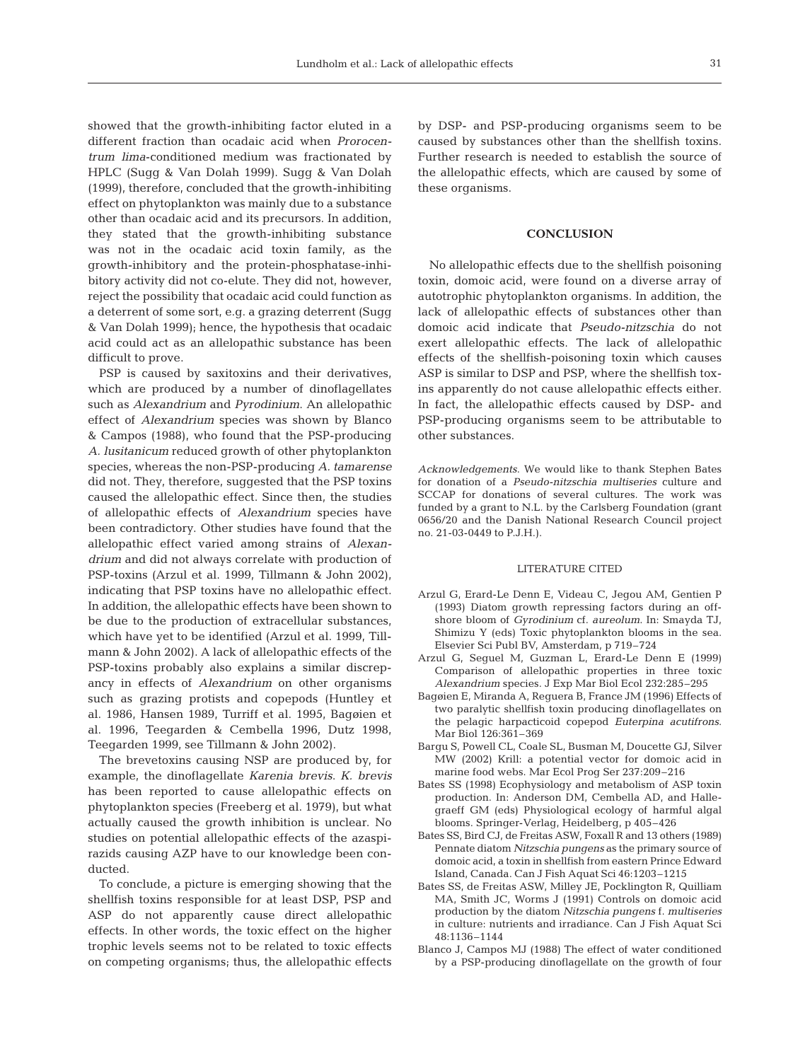showed that the growth-inhibiting factor eluted in a different fraction than ocadaic acid when *Prorocentrum lima*-conditioned medium was fractionated by HPLC (Sugg & Van Dolah 1999). Sugg & Van Dolah (1999), therefore, concluded that the growth-inhibiting effect on phytoplankton was mainly due to a substance other than ocadaic acid and its precursors. In addition, they stated that the growth-inhibiting substance was not in the ocadaic acid toxin family, as the growth-inhibitory and the protein-phosphatase-inhibitory activity did not co-elute. They did not, however, reject the possibility that ocadaic acid could function as a deterrent of some sort, e.g. a grazing deterrent (Sugg & Van Dolah 1999); hence, the hypothesis that ocadaic acid could act as an allelopathic substance has been difficult to prove.

PSP is caused by saxitoxins and their derivatives, which are produced by a number of dinoflagellates such as *Alexandrium* and *Pyrodinium*. An allelopathic effect of *Alexandrium* species was shown by Blanco & Campos (1988), who found that the PSP-producing *A. lusitanicum* reduced growth of other phytoplankton species, whereas the non-PSP-producing *A. tamarense* did not. They, therefore, suggested that the PSP toxins caused the allelopathic effect. Since then, the studies of allelopathic effects of *Alexandrium* species have been contradictory. Other studies have found that the allelopathic effect varied among strains of *Alexandrium* and did not always correlate with production of PSP-toxins (Arzul et al. 1999, Tillmann & John 2002), indicating that PSP toxins have no allelopathic effect. In addition, the allelopathic effects have been shown to be due to the production of extracellular substances, which have yet to be identified (Arzul et al. 1999, Tillmann & John 2002). A lack of allelopathic effects of the PSP-toxins probably also explains a similar discrepancy in effects of *Alexandrium* on other organisms such as grazing protists and copepods (Huntley et al. 1986, Hansen 1989, Turriff et al. 1995, Bagøien et al. 1996, Teegarden & Cembella 1996, Dutz 1998, Teegarden 1999, see Tillmann & John 2002).

The brevetoxins causing NSP are produced by, for example, the dinoflagellate *Karenia brevis*. *K. brevis* has been reported to cause allelopathic effects on phytoplankton species (Freeberg et al. 1979), but what actually caused the growth inhibition is unclear. No studies on potential allelopathic effects of the azaspirazids causing AZP have to our knowledge been conducted.

To conclude, a picture is emerging showing that the shellfish toxins responsible for at least DSP, PSP and ASP do not apparently cause direct allelopathic effects. In other words, the toxic effect on the higher trophic levels seems not to be related to toxic effects on competing organisms; thus, the allelopathic effects by DSP- and PSP-producing organisms seem to be caused by substances other than the shellfish toxins. Further research is needed to establish the source of the allelopathic effects, which are caused by some of these organisms.

## CONCLUSION

No allelopathic effects due to the shellfish poisoning toxin, domoic acid, were found on a diverse array of autotrophic phytoplankton organisms. In addition, the lack of allelopathic effects of substances other than domoic acid indicate that *Pseudo-nitzschia* do not exert allelopathic effects. The lack of allelopathic effects of the shellfish-poisoning toxin which causes ASP is similar to DSP and PSP, where the shellfish toxins apparently do not cause allelopathic effects either. In fact, the allelopathic effects caused by DSP- and PSP-producing organisms seem to be attributable to other substances.

*Acknowledgements.* We would like to thank Stephen Bates for donation of a *Pseudo-nitzschia multiseries* culture and SCCAP for donations of several cultures. The work was funded by a grant to N.L. by the Carlsberg Foundation (grant 0656/20 and the Danish National Research Council project no. 21-03-0449 to P.J.H.).

## LITERATURE CITED

Arzul G, Erard-Le Denn E, Videau C, Jegou AM, Gentien P (1993) Diatom growth repressing factors during an offshore bloom of *Gyrodinium* cf. *aureolum*. In: Smayda TJ, Shimizu Y (eds) Toxic phytoplankton blooms in the sea. Elsevier Sci Publ BV, Amsterdam, p 719–724

Arzul G, Seguel M, Guzman L, Erard-Le Denn E (1999) Comparison of allelopathic properties in three toxic *Alexandrium* species. J Exp Mar Biol Ecol 232:285–295

Bagøien E, Miranda A, Reguera B, France JM (1996) Effects of two paralytic shellfish toxin producing dinoflagellates on the pelagic harpacticoid copepod *Euterpina acutifrons*. Mar Biol 126:361–369

Bargu S, Powell CL, Coale SL, Busman M, Doucette GJ, Silver MW (2002) Krill: a potential vector for domoic acid in marine food webs. Mar Ecol Prog Ser 237:209–216

Bates SS (1998) Ecophysiology and metabolism of ASP toxin production. In: Anderson DM, Cembella AD, and Hallegraeff GM (eds) Physiological ecology of harmful algal blooms. Springer-Verlag, Heidelberg, p 405–426

Bates SS, Bird CJ, de Freitas ASW, Foxall R and 13 others (1989) Pennate diatom *Nitzschia pungens* as the primary source of domoic acid, a toxin in shellfish from eastern Prince Edward Island, Canada. Can J Fish Aquat Sci 46:1203–1215

Bates SS, de Freitas ASW, Milley JE, Pocklington R, Quilliam MA, Smith JC, Worms J (1991) Controls on domoic acid production by the diatom *Nitzschia pungens* f. *multiseries* in culture: nutrients and irradiance. Can J Fish Aquat Sci 48:1136–1144

Blanco J, Campos MJ (1988) The effect of water conditioned by a PSP-producing dinoflagellate on the growth of four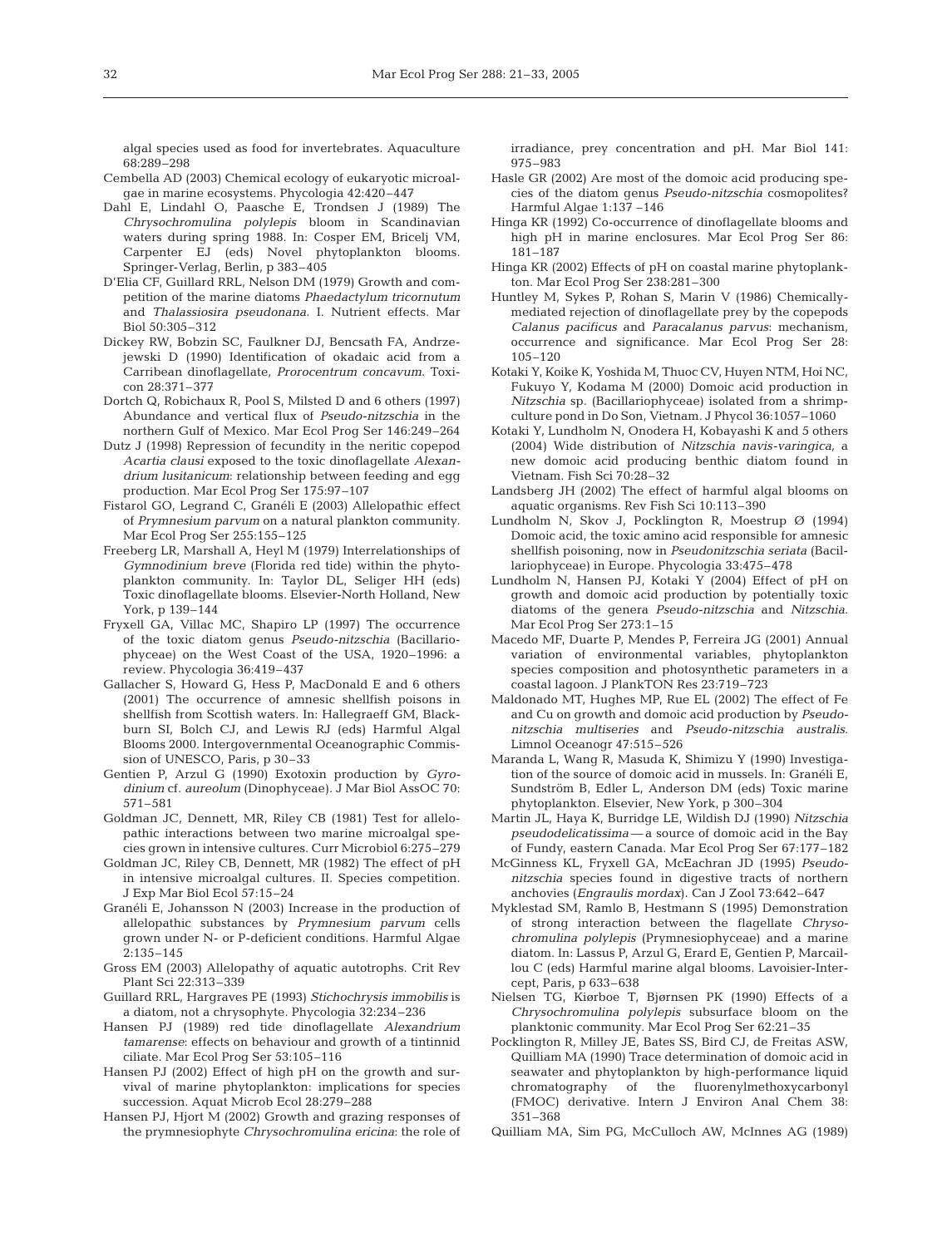algal species used as food for invertebrates. Aquaculture 68:289–298

Cembella AD (2003) Chemical ecology of eukaryotic microalgae in marine ecosystems. Phycologia 42:420–447

Dahl E, Lindahl O, Paasche E, Trondsen J (1989) The *Chrysochromulina polylepis* bloom in Scandinavian waters during spring 1988. In: Cosper EM, Bricelj VM, Carpenter EJ (eds) Novel phytoplankton blooms. Springer-Verlag, Berlin, p 383–405

D'Elia CF, Guillard RRL, Nelson DM (1979) Growth and competition of the marine diatoms *Phaedactylum tricornutum* and *Thalassiosira pseudonana*. I. Nutrient effects. Mar Biol 50:305–312

Dickey RW, Bobzin SC, Faulkner DJ, Bencsath FA, Andrzejewski D (1990) Identification of okadaic acid from a Carribean dinoflagellate, *Prorocentrum concavum*. Toxicon 28:371–377

Dortch Q, Robichaux R, Pool S, Milsted D and 6 others (1997) Abundance and vertical flux of *Pseudo-nitzschia* in the northern Gulf of Mexico. Mar Ecol Prog Ser 146:249–264

Dutz J (1998) Repression of fecundity in the neritic copepod *Acartia clausi* exposed to the toxic dinoflagellate *Alexandrium lusitanicum*: relationship between feeding and egg production. Mar Ecol Prog Ser 175:97–107

Fistarol GO, Legrand C, Granéli E (2003) Allelopathic effect of *Prymnesium parvum* on a natural plankton community. Mar Ecol Prog Ser 255:155–125

Freeberg LR, Marshall A, Heyl M (1979) Interrelationships of *Gymnodinium breve* (Florida red tide) within the phytoplankton community. In: Taylor DL, Seliger HH (eds) Toxic dinoflagellate blooms. Elsevier-North Holland, New York, p 139–144

Fryxell GA, Villac MC, Shapiro LP (1997) The occurrence of the toxic diatom genus *Pseudo-nitzschia* (Bacillariophyceae) on the West Coast of the USA, 1920–1996: a review. Phycologia 36:419–437

Gallacher S, Howard G, Hess P, MacDonald E and 6 others (2001) The occurrence of amnesic shellfish poisons in shellfish from Scottish waters. In: Hallegraeff GM, Blackburn SI, Bolch CJ, and Lewis RJ (eds) Harmful Algal Blooms 2000. Intergovernmental Oceanographic Commission of UNESCO, Paris, p 30–33

Gentien P, Arzul G (1990) Exotoxin production by *Gyrodinium* cf. *aureolum* (Dinophyceae). J Mar Biol AssOC 70: 571–581

Goldman JC, Dennett, MR, Riley CB (1981) Test for allelopathic interactions between two marine microalgal species grown in intensive cultures. Curr Microbiol 6:275–279

Goldman JC, Riley CB, Dennett, MR (1982) The effect of pH in intensive microalgal cultures. II. Species competition. J Exp Mar Biol Ecol 57:15–24

Granéli E, Johansson N (2003) Increase in the production of allelopathic substances by *Prymnesium parvum* cells grown under N- or P-deficient conditions. Harmful Algae 2:135–145

Gross EM (2003) Allelopathy of aquatic autotrophs. Crit Rev Plant Sci 22:313–339

Guillard RRL, Hargraves PE (1993) *Stichochrysis immobilis* is a diatom, not a chrysophyte. Phycologia 32:234–236

Hansen PJ (1989) red tide dinoflagellate *Alexandrium tamarense*: effects on behaviour and growth of a tintinnid ciliate. Mar Ecol Prog Ser 53:105–116

Hansen PJ (2002) Effect of high pH on the growth and survival of marine phytoplankton: implications for species succession. Aquat Microb Ecol 28:279–288

Hansen PJ, Hjort M (2002) Growth and grazing responses of the prymnesiophyte *Chrysochromulina ericina*: the role of irradiance, prey concentration and pH. Mar Biol 141: 975–983

Hasle GR (2002) Are most of the domoic acid producing species of the diatom genus *Pseudo-nitzschia* cosmopolites? Harmful Algae 1:137 –146

Hinga KR (1992) Co-occurrence of dinoflagellate blooms and high pH in marine enclosures. Mar Ecol Prog Ser 86: 181–187

Hinga KR (2002) Effects of pH on coastal marine phytoplankton. Mar Ecol Prog Ser 238:281–300

Huntley M, Sykes P, Rohan S, Marin V (1986) Chemically-mediated rejection of dinoflagellate prey by the copepods *Calanus pacificus* and *Paracalanus parvus*: mechanism, occurrence and significance. Mar Ecol Prog Ser 28: 105–120

Kotaki Y, Koike K, Yoshida M, Thuoc CV, Huyen NTM, Hoi NC, Fukuyo Y, Kodama M (2000) Domoic acid production in *Nitzschia* sp. (Bacillariophyceae) isolated from a shrimp-culture pond in Do Son, Vietnam. J Phycol 36:1057–1060

Kotaki Y, Lundholm N, Onodera H, Kobayashi K and 5 others (2004) Wide distribution of *Nitzschia navis-varingica*, a new domoic acid producing benthic diatom found in Vietnam. Fish Sci 70:28–32

Landsberg JH (2002) The effect of harmful algal blooms on aquatic organisms. Rev Fish Sci 10:113–390

Lundholm N, Skov J, Pocklington R, Moestrup Ø (1994) Domoic acid, the toxic amino acid responsible for amnesic shellfish poisoning, now in *Pseudonitzschia seriata* (Bacillariophyceae) in Europe. Phycologia 33:475–478

Lundholm N, Hansen PJ, Kotaki Y (2004) Effect of pH on growth and domoic acid production by potentially toxic diatoms of the genera *Pseudo-nitzschia* and *Nitzschia*. Mar Ecol Prog Ser 273:1–15

Macedo MF, Duarte P, Mendes P, Ferreira JG (2001) Annual variation of environmental variables, phytoplankton species composition and photosynthetic parameters in a coastal lagoon. J PlankTON Res 23:719–723

Maldonado MT, Hughes MP, Rue EL (2002) The effect of Fe and Cu on growth and domoic acid production by *Pseudo-nitzschia multiseries* and *Pseudo-nitzschia australis*. Limnol Oceanogr 47:515–526

Maranda L, Wang R, Masuda K, Shimizu Y (1990) Investigation of the source of domoic acid in mussels. In: Granéli E, Sundström B, Edler L, Anderson DM (eds) Toxic marine phytoplankton. Elsevier, New York, p 300–304

Martin JL, Haya K, Burridge LE, Wildish DJ (1990) *Nitzschia pseudodelicatissima* — a source of domoic acid in the Bay of Fundy, eastern Canada. Mar Ecol Prog Ser 67:177–182

McGinness KL, Fryxell GA, McEachran JD (1995) *Pseudo-nitzschia* species found in digestive tracts of northern anchovies (*Engraulis mordax*). Can J Zool 73:642–647

Myklestad SM, Ramlo B, Hestmann S (1995) Demonstration of strong interaction between the flagellate *Chrysochromulina polylepis* (Prymnesiophyceae) and a marine diatom. In: Lassus P, Arzul G, Erard E, Gentien P, Marcaillou C (eds) Harmful marine algal blooms. Lavoisier-Intercept, Paris, p 633–638

Nielsen TG, Kiørboe T, Bjørnsen PK (1990) Effects of a *Chrysochromulina polylepis* subsurface bloom on the planktonic community. Mar Ecol Prog Ser 62:21–35

Pocklington R, Milley JE, Bates SS, Bird CJ, de Freitas ASW, Quilliam MA (1990) Trace determination of domoic acid in seawater and phytoplankton by high-performance liquid chromatography of the fluorenylmethoxycarbonyl (FMOC) derivative. Intern J Environ Anal Chem 38: 351–368

Quilliam MA, Sim PG, McCulloch AW, McInnes AG (1989)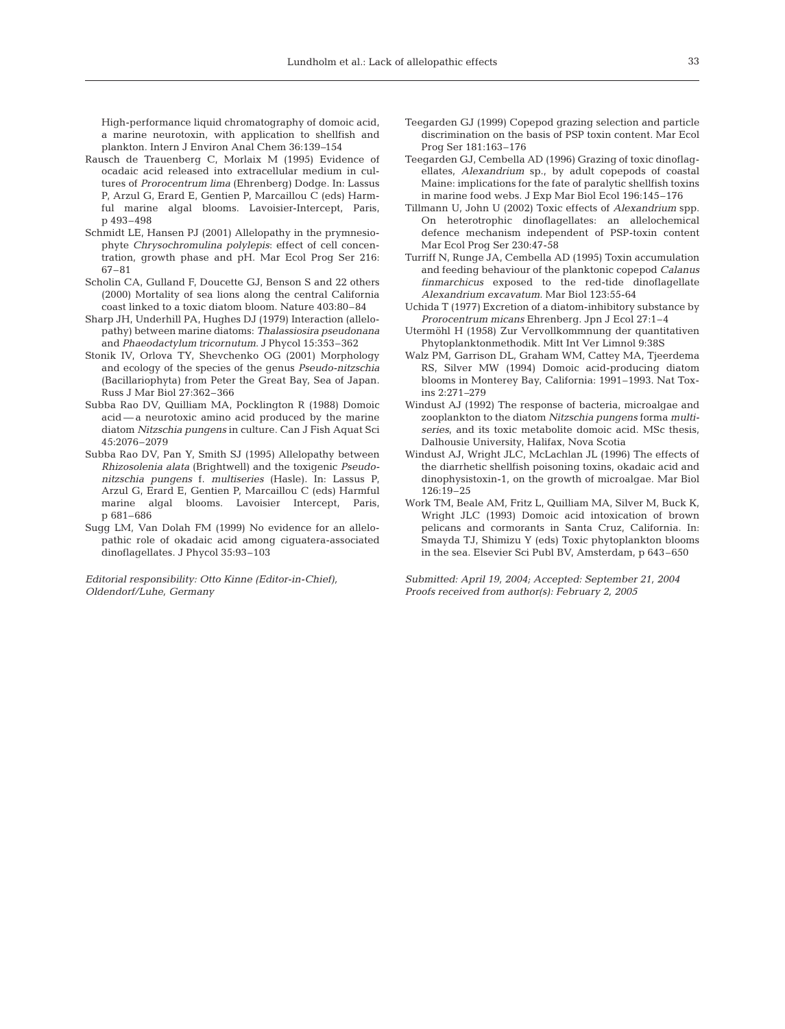High-performance liquid chromatography of domoic acid, a marine neurotoxin, with application to shellfish and plankton. Intern J Environ Anal Chem 36:139–154

Rausch de Trauenberg C, Morlaix M (1995) Evidence of ocadaic acid released into extracellular medium in cultures of *Prorocentrum lima* (Ehrenberg) Dodge. In: Lassus P, Arzul G, Erard E, Gentien P, Marcaillou C (eds) Harmful marine algal blooms. Lavoisier-Intercept, Paris, p 493–498

Schmidt LE, Hansen PJ (2001) Allelopathy in the prymnesiophyte *Chrysochromulina polylepis*: effect of cell concentration, growth phase and pH. Mar Ecol Prog Ser 216: 67–81

Scholin CA, Gulland F, Doucette GJ, Benson S and 22 others (2000) Mortality of sea lions along the central California coast linked to a toxic diatom bloom. Nature 403:80–84

Sharp JH, Underhill PA, Hughes DJ (1979) Interaction (allelopathy) between marine diatoms: *Thalassiosira pseudonana* and *Phaeodactylum tricornutum*. J Phycol 15:353–362

Stonik IV, Orlova TY, Shevchenko OG (2001) Morphology and ecology of the species of the genus *Pseudo-nitzschia* (Bacillariophyta) from Peter the Great Bay, Sea of Japan. Russ J Mar Biol 27:362–366

Subba Rao DV, Quilliam MA, Pocklington R (1988) Domoic acid — a neurotoxic amino acid produced by the marine diatom *Nitzschia pungens* in culture. Can J Fish Aquat Sci 45:2076–2079

Subba Rao DV, Pan Y, Smith SJ (1995) Allelopathy between *Rhizosolenia alata* (Brightwell) and the toxigenic *Pseudo-nitzschia pungens* f. *multiseries* (Hasle). In: Lassus P, Arzul G, Erard E, Gentien P, Marcaillou C (eds) Harmful marine algal blooms. Lavoisier Intercept, Paris, p 681–686

Sugg LM, Van Dolah FM (1999) No evidence for an allelopathic role of okadaic acid among ciguatera-associated dinoflagellates. J Phycol 35:93–103

Teegarden GJ (1999) Copepod grazing selection and particle discrimination on the basis of PSP toxin content. Mar Ecol Prog Ser 181:163–176

Teegarden GJ, Cembella AD (1996) Grazing of toxic dinoflagellates, *Alexandrium* sp., by adult copepods of coastal Maine: implications for the fate of paralytic shellfish toxins in marine food webs. J Exp Mar Biol Ecol 196:145–176

Tillmann U, John U (2002) Toxic effects of *Alexandrium* spp. On heterotrophic dinoflagellates: an allelochemical defence mechanism independent of PSP-toxin content Mar Ecol Prog Ser 230:47-58

Turriff N, Runge JA, Cembella AD (1995) Toxin accumulation and feeding behaviour of the planktonic copepod *Calanus finmarchicus* exposed to the red-tide dinoflagellate *Alexandrium excavatum*. Mar Biol 123:55-64

Uchida T (1977) Excretion of a diatom-inhibitory substance by *Prorocentrum micans* Ehrenberg. Jpn J Ecol 27:1–4

Utermöhl H (1958) Zur Vervollkommnung der quantitativen Phytoplanktonmethodik. Mitt Int Ver Limnol 9:38S

Walz PM, Garrison DL, Graham WM, Cattey MA, Tjeerdema RS, Silver MW (1994) Domoic acid-producing diatom blooms in Monterey Bay, California: 1991–1993. Nat Toxins 2:271–279

Windust AJ (1992) The response of bacteria, microalgae and zooplankton to the diatom *Nitzschia pungens* forma *multiseries*, and its toxic metabolite domoic acid. MSc thesis, Dalhousie University, Halifax, Nova Scotia

Windust AJ, Wright JLC, McLachlan JL (1996) The effects of the diarrhetic shellfish poisoning toxins, okadaic acid and dinophysistoxin-1, on the growth of microalgae. Mar Biol 126:19–25

Work TM, Beale AM, Fritz L, Quilliam MA, Silver M, Buck K, Wright JLC (1993) Domoic acid intoxication of brown pelicans and cormorants in Santa Cruz, California. In: Smayda TJ, Shimizu Y (eds) Toxic phytoplankton blooms in the sea. Elsevier Sci Publ BV, Amsterdam, p 643–650

*Editorial responsibility: Otto Kinne (Editor-in-Chief), Oldendorf/Luhe, Germany*

*Submitted: April 19, 2004; Accepted: September 21, 2004*
*Proofs received from author(s): February 2, 2005*